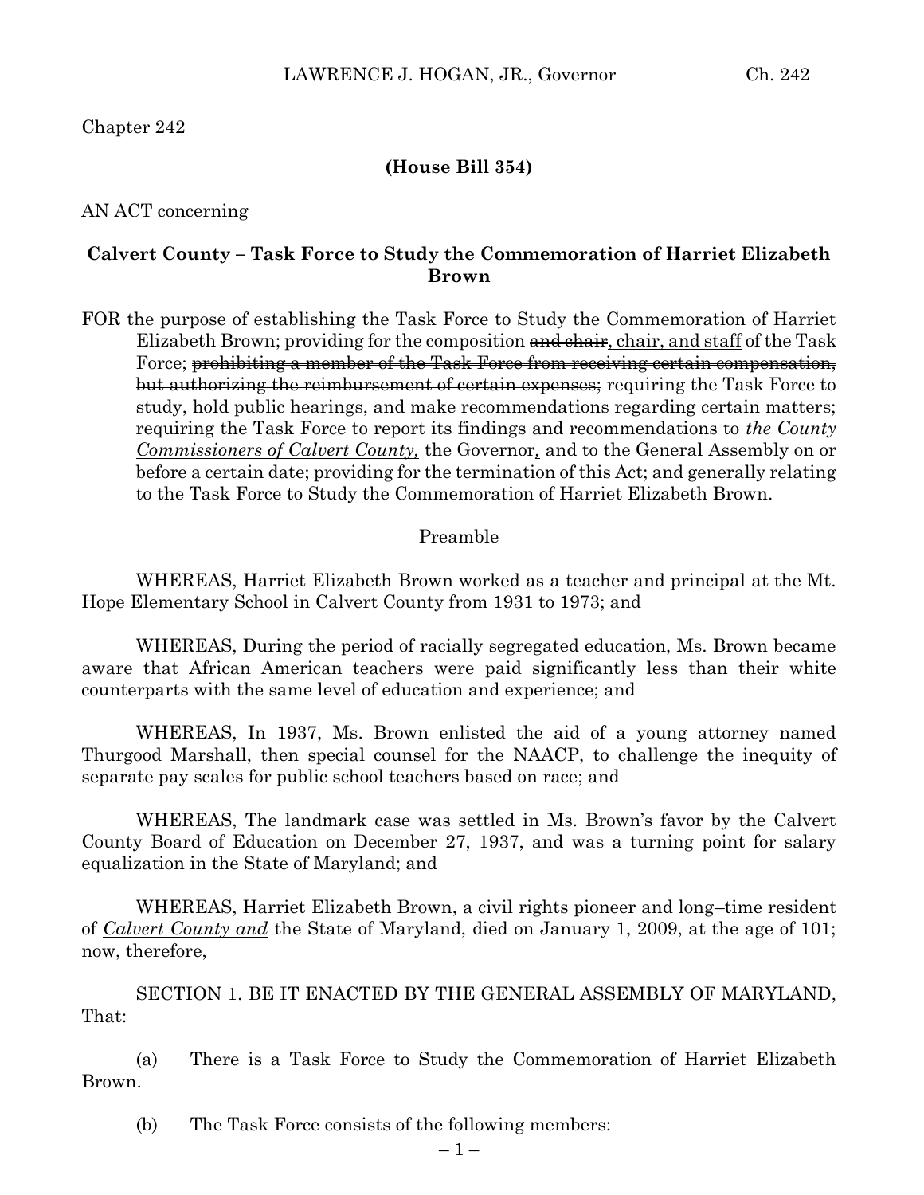Chapter 242

**(House Bill 354)**

AN ACT concerning

**Calvert County – Task Force to Study the Commemoration of Harriet Elizabeth Brown**

FOR the purpose of establishing the Task Force to Study the Commemoration of Harriet Elizabeth Brown; providing for the composition ~~and chair~~, chair, and staff of the Task Force; ~~prohibiting a member of the Task Force from receiving certain compensation, but authorizing the reimbursement of certain expenses;~~ requiring the Task Force to study, hold public hearings, and make recommendations regarding certain matters; requiring the Task Force to report its findings and recommendations to *the County Commissioners of Calvert County,* the Governor, and to the General Assembly on or before a certain date; providing for the termination of this Act; and generally relating to the Task Force to Study the Commemoration of Harriet Elizabeth Brown.

Preamble

WHEREAS, Harriet Elizabeth Brown worked as a teacher and principal at the Mt. Hope Elementary School in Calvert County from 1931 to 1973; and

WHEREAS, During the period of racially segregated education, Ms. Brown became aware that African American teachers were paid significantly less than their white counterparts with the same level of education and experience; and

WHEREAS, In 1937, Ms. Brown enlisted the aid of a young attorney named Thurgood Marshall, then special counsel for the NAACP, to challenge the inequity of separate pay scales for public school teachers based on race; and

WHEREAS, The landmark case was settled in Ms. Brown's favor by the Calvert County Board of Education on December 27, 1937, and was a turning point for salary equalization in the State of Maryland; and

WHEREAS, Harriet Elizabeth Brown, a civil rights pioneer and long–time resident of *Calvert County and* the State of Maryland, died on January 1, 2009, at the age of 101; now, therefore,

SECTION 1. BE IT ENACTED BY THE GENERAL ASSEMBLY OF MARYLAND, That:

(a) There is a Task Force to Study the Commemoration of Harriet Elizabeth Brown.

(b) The Task Force consists of the following members: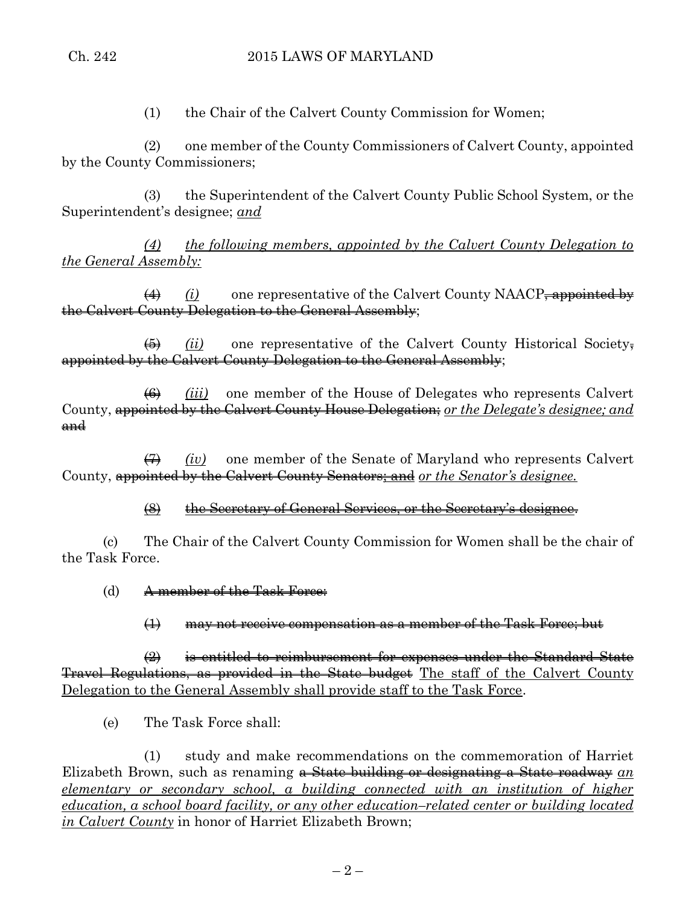(1) the Chair of the Calvert County Commission for Women;

(2) one member of the County Commissioners of Calvert County, appointed by the County Commissioners;

(3) the Superintendent of the Calvert County Public School System, or the Superintendent's designee; *and*

*(4) the following members, appointed by the Calvert County Delegation to the General Assembly:*

~~(4)~~ *(i)* one representative of the Calvert County NAACP~~, appointed by the Calvert County Delegation to the General Assembly~~;

~~(5)~~ *(ii)* one representative of the Calvert County Historical Society~~, appointed by the Calvert County Delegation to the General Assembly~~;

~~(6)~~ *(iii)* one member of the House of Delegates who represents Calvert County, ~~appointed by the Calvert County House Delegation;~~ *or the Delegate's designee; and* ~~and~~

~~(7)~~ *(iv)* one member of the Senate of Maryland who represents Calvert County, ~~appointed by the Calvert County Senators; and~~ *or the Senator's designee.*

~~(8) the Secretary of General Services, or the Secretary's designee.~~

(c) The Chair of the Calvert County Commission for Women shall be the chair of the Task Force.

(d) ~~A member of the Task Force:~~

~~(1) may not receive compensation as a member of the Task Force; but~~

~~(2) is entitled to reimbursement for expenses under the Standard State Travel Regulations, as provided in the State budget~~ The staff of the Calvert County Delegation to the General Assembly shall provide staff to the Task Force.

(e) The Task Force shall:

(1) study and make recommendations on the commemoration of Harriet Elizabeth Brown, such as renaming ~~a State building or designating a State roadway~~ *an elementary or secondary school, a building connected with an institution of higher education, a school board facility, or any other education–related center or building located in Calvert County* in honor of Harriet Elizabeth Brown;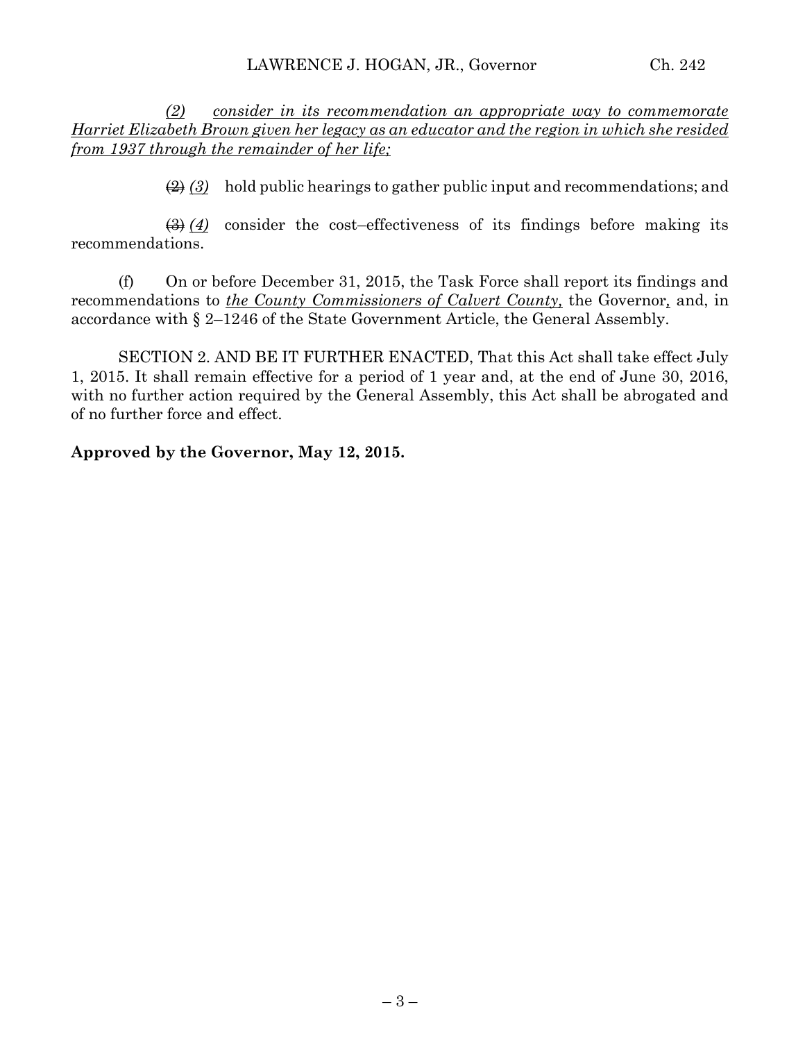*(2) consider in its recommendation an appropriate way to commemorate Harriet Elizabeth Brown given her legacy as an educator and the region in which she resided from 1937 through the remainder of her life;*

~~(2)~~ *(3)* hold public hearings to gather public input and recommendations; and

~~(3)~~ *(4)* consider the cost–effectiveness of its findings before making its recommendations.

(f) On or before December 31, 2015, the Task Force shall report its findings and recommendations to *the County Commissioners of Calvert County,* the Governor, and, in accordance with § 2–1246 of the State Government Article, the General Assembly.

SECTION 2. AND BE IT FURTHER ENACTED, That this Act shall take effect July 1, 2015. It shall remain effective for a period of 1 year and, at the end of June 30, 2016, with no further action required by the General Assembly, this Act shall be abrogated and of no further force and effect.

**Approved by the Governor, May 12, 2015.**